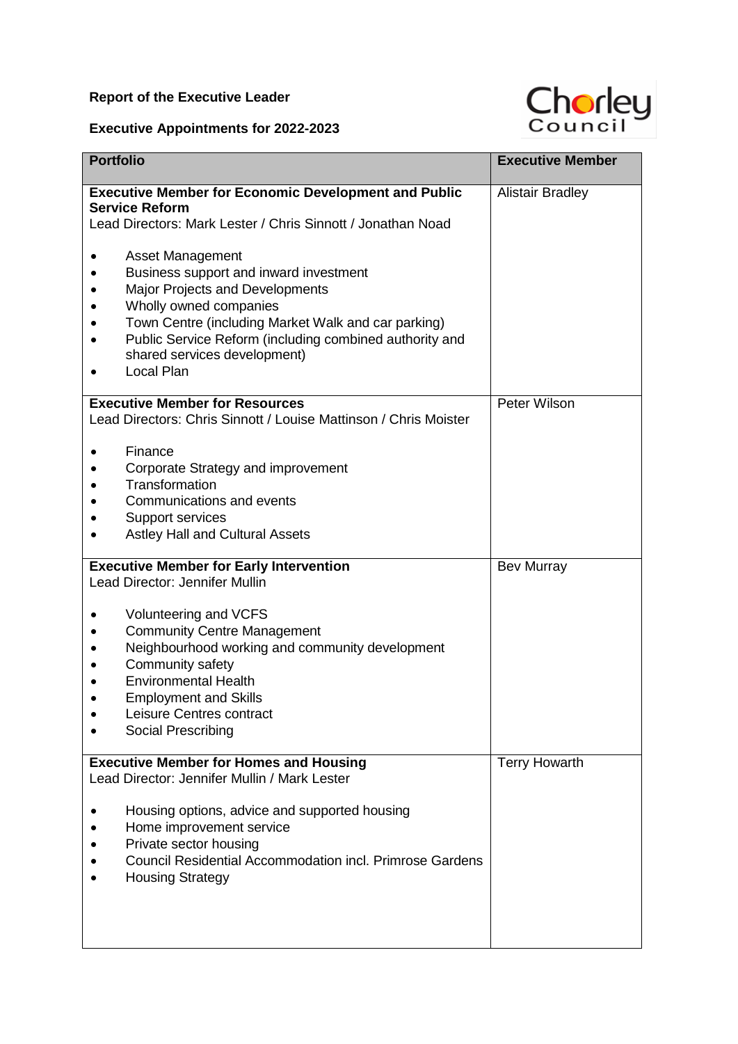**Report of the Executive Leader**

**Executive Appointments for 2022-2023**

| Portfolio | Executive Member |
| --- | --- |
| **Executive Member for Economic Development and Public Service Reform**<br>Lead Directors: Mark Lester / Chris Sinnott / Jonathan Noad<br><br>• Asset Management<br>• Business support and inward investment<br>• Major Projects and Developments<br>• Wholly owned companies<br>• Town Centre (including Market Walk and car parking)<br>• Public Service Reform (including combined authority and shared services development)<br>• Local Plan | Alistair Bradley |
| **Executive Member for Resources**<br>Lead Directors: Chris Sinnott / Louise Mattinson / Chris Moister<br><br>• Finance<br>• Corporate Strategy and improvement<br>• Transformation<br>• Communications and events<br>• Support services<br>• Astley Hall and Cultural Assets | Peter Wilson |
| **Executive Member for Early Intervention**<br>Lead Director: Jennifer Mullin<br><br>• Volunteering and VCFS<br>• Community Centre Management<br>• Neighbourhood working and community development<br>• Community safety<br>• Environmental Health<br>• Employment and Skills<br>• Leisure Centres contract<br>• Social Prescribing | Bev Murray |
| **Executive Member for Homes and Housing**<br>Lead Director: Jennifer Mullin / Mark Lester<br><br>• Housing options, advice and supported housing<br>• Home improvement service<br>• Private sector housing<br>• Council Residential Accommodation incl. Primrose Gardens<br>• Housing Strategy | Terry Howarth |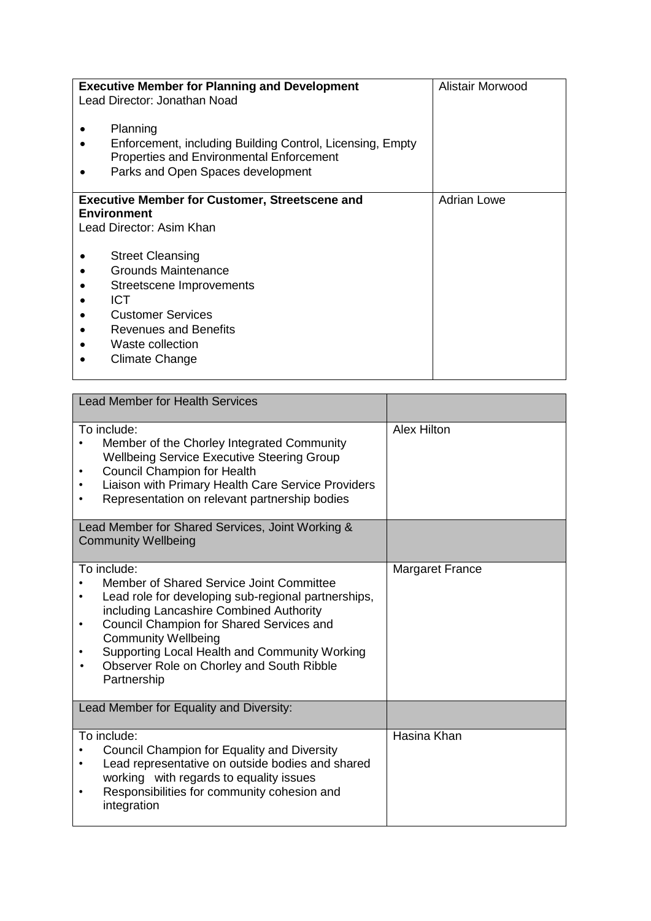| **Executive Member for Planning and Development**<br>Lead Director: Jonathan Noad<br><br>• Planning<br>• Enforcement, including Building Control, Licensing, Empty Properties and Environmental Enforcement<br>• Parks and Open Spaces development | Alistair Morwood |
|---|---|
| **Executive Member for Customer, Streetscene and Environment**<br>Lead Director: Asim Khan<br><br>• Street Cleansing<br>• Grounds Maintenance<br>• Streetscene Improvements<br>• ICT<br>• Customer Services<br>• Revenues and Benefits<br>• Waste collection<br>• Climate Change | Adrian Lowe |

| Lead Member for Health Services | |
|---|---|
| To include:<br>• Member of the Chorley Integrated Community Wellbeing Service Executive Steering Group<br>• Council Champion for Health<br>• Liaison with Primary Health Care Service Providers<br>• Representation on relevant partnership bodies | Alex Hilton |
| Lead Member for Shared Services, Joint Working & Community Wellbeing | |
| To include:<br>• Member of Shared Service Joint Committee<br>• Lead role for developing sub-regional partnerships, including Lancashire Combined Authority<br>• Council Champion for Shared Services and Community Wellbeing<br>• Supporting Local Health and Community Working<br>• Observer Role on Chorley and South Ribble Partnership | Margaret France |
| Lead Member for Equality and Diversity: | |
| To include:<br>• Council Champion for Equality and Diversity<br>• Lead representative on outside bodies and shared working with regards to equality issues<br>• Responsibilities for community cohesion and integration | Hasina Khan |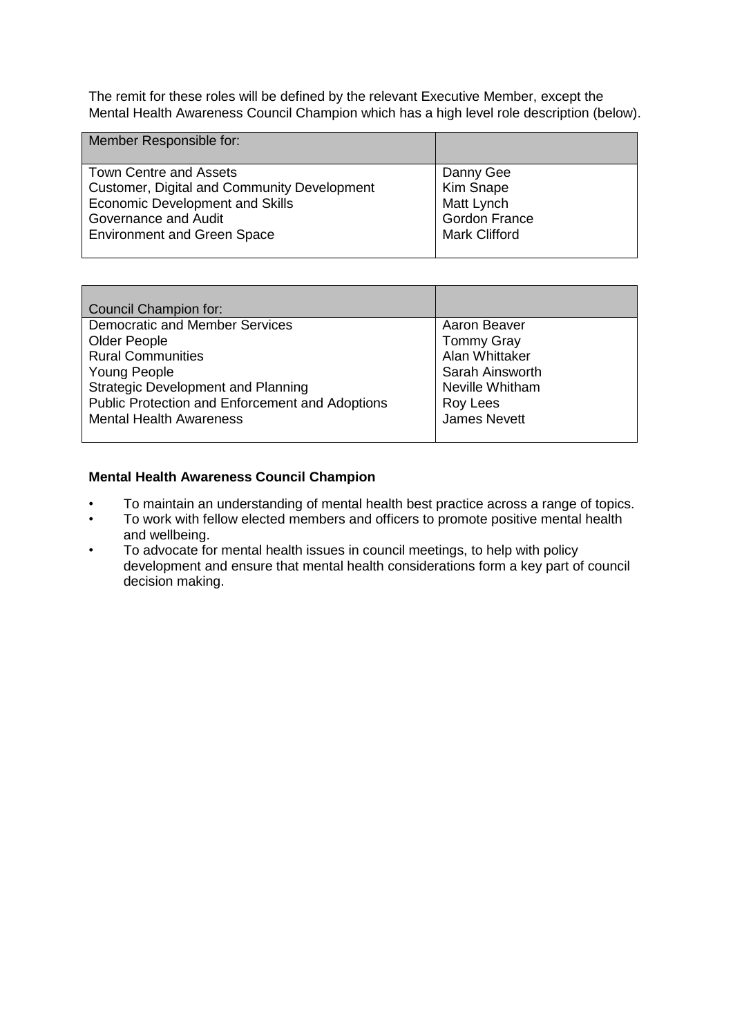The remit for these roles will be defined by the relevant Executive Member, except the Mental Health Awareness Council Champion which has a high level role description (below).

| Member Responsible for: | |
|---|---|
| Town Centre and Assets | Danny Gee |
| Customer, Digital and Community Development | Kim Snape |
| Economic Development and Skills | Matt Lynch |
| Governance and Audit | Gordon France |
| Environment and Green Space | Mark Clifford |

| Council Champion for: | |
|---|---|
| Democratic and Member Services | Aaron Beaver |
| Older People | Tommy Gray |
| Rural Communities | Alan Whittaker |
| Young People | Sarah Ainsworth |
| Strategic Development and Planning | Neville Whitham |
| Public Protection and Enforcement and Adoptions | Roy Lees |
| Mental Health Awareness | James Nevett |

**Mental Health Awareness Council Champion**

- To maintain an understanding of mental health best practice across a range of topics.
- To work with fellow elected members and officers to promote positive mental health and wellbeing.
- To advocate for mental health issues in council meetings, to help with policy development and ensure that mental health considerations form a key part of council decision making.